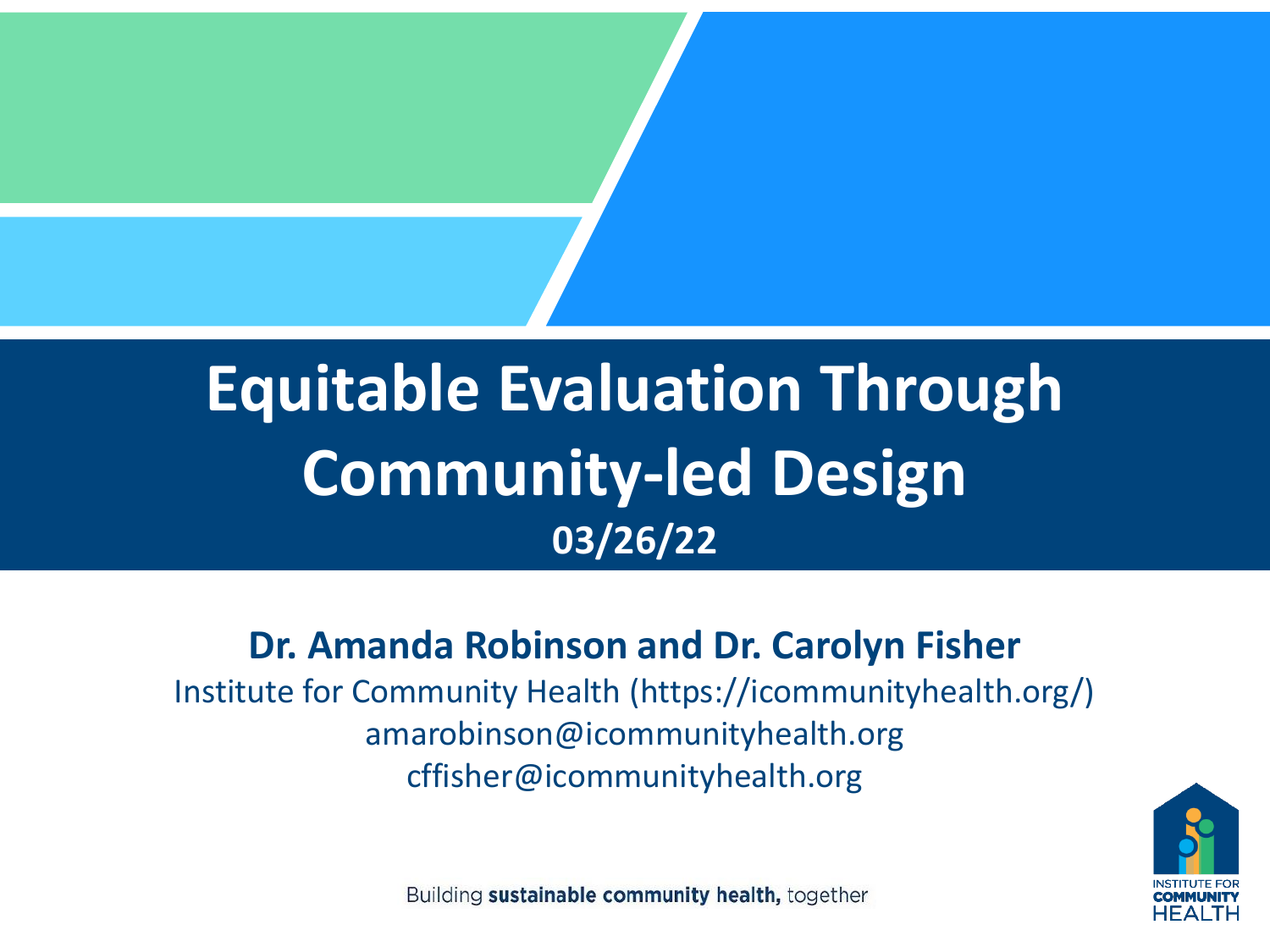# Equitable Evaluation Through Community-led Design

**03/26/22**

**Dr. Amanda Robinson and Dr. Carolyn Fisher**

Institute for Community Health (https://icommunityhealth.org/)

amarobinson@icommunityhealth.org

cffisher@icommunityhealth.org

Building **sustainable community health,** together

INSTITUTE FOR COMMUNITY HEALTH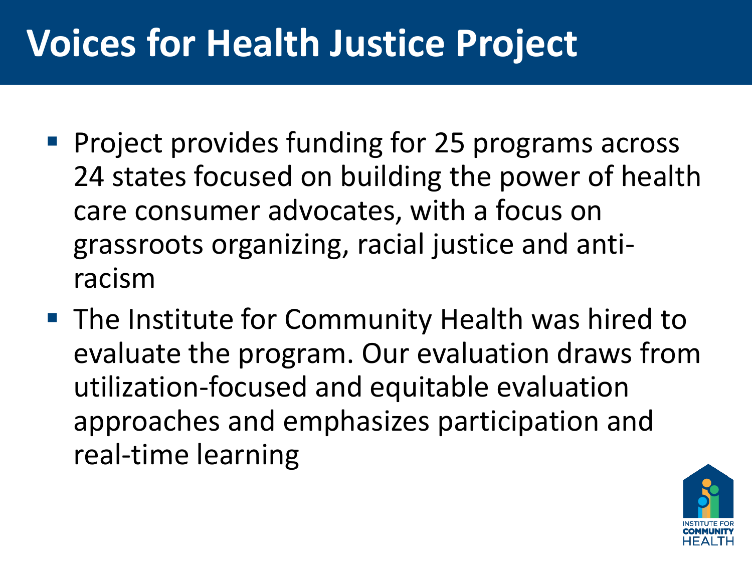# Voices for Health Justice Project

- Project provides funding for 25 programs across 24 states focused on building the power of health care consumer advocates, with a focus on grassroots organizing, racial justice and anti-racism
- The Institute for Community Health was hired to evaluate the program. Our evaluation draws from utilization-focused and equitable evaluation approaches and emphasizes participation and real-time learning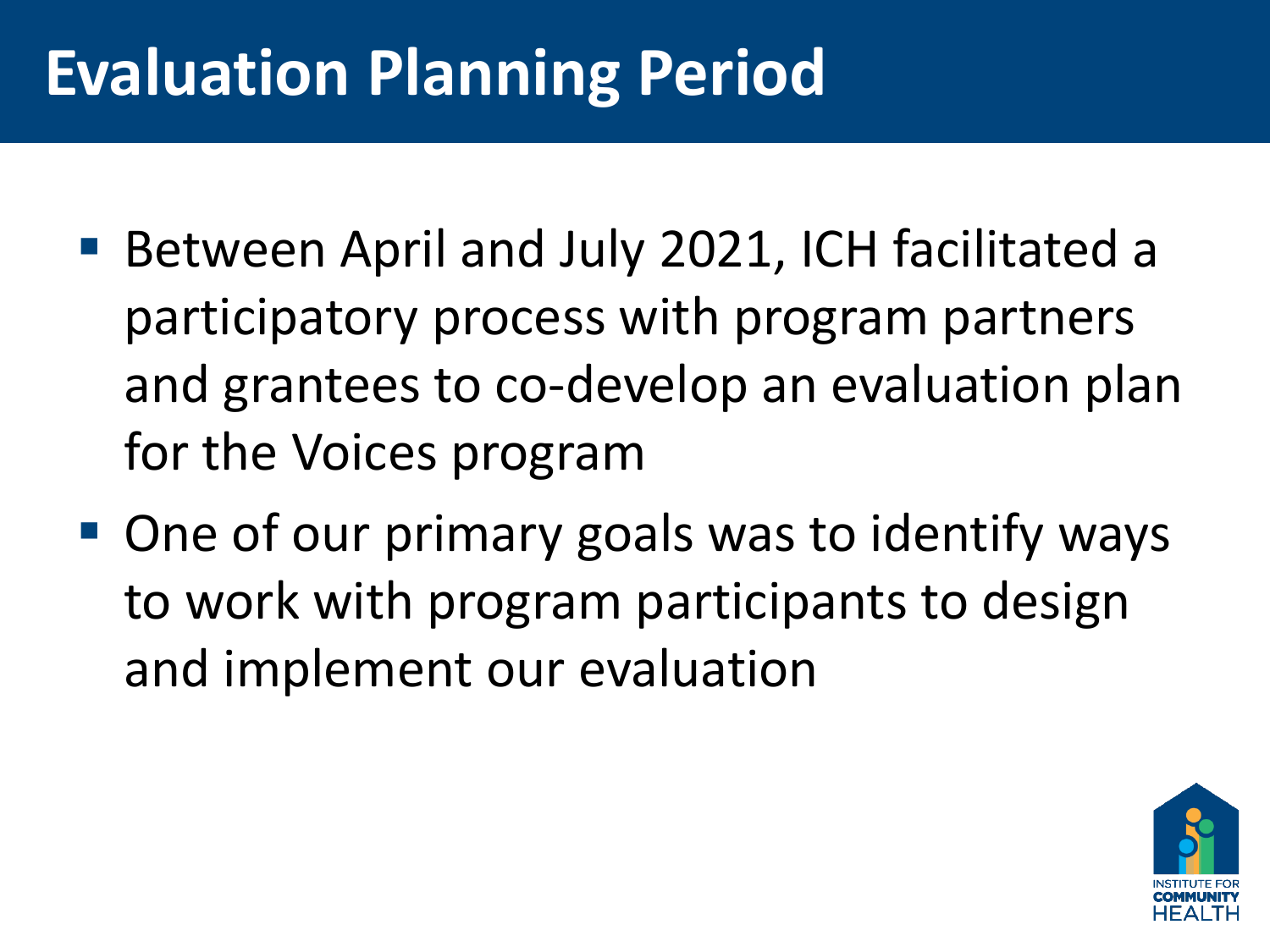# Evaluation Planning Period

- Between April and July 2021, ICH facilitated a participatory process with program partners and grantees to co-develop an evaluation plan for the Voices program
- One of our primary goals was to identify ways to work with program participants to design and implement our evaluation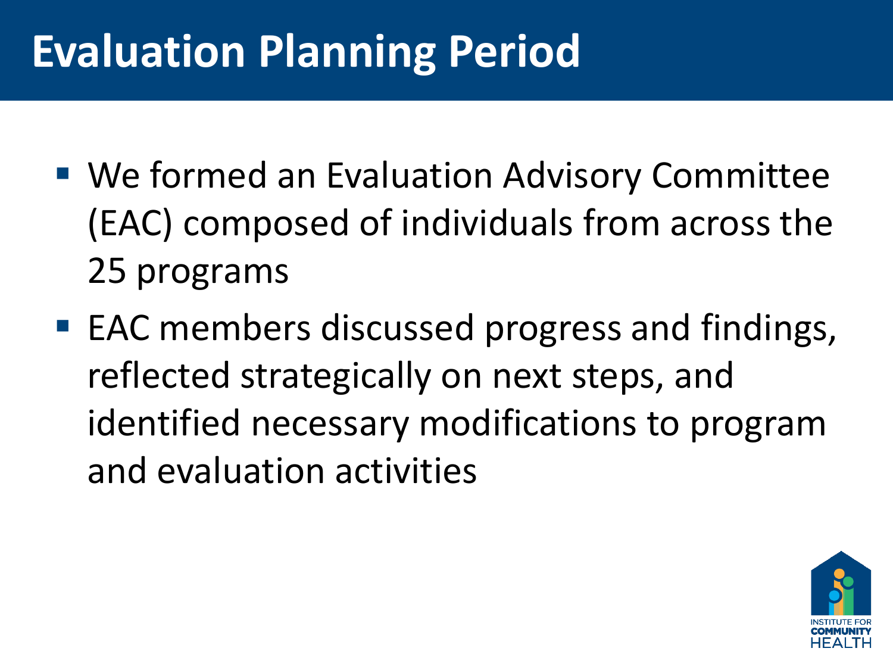# Evaluation Planning Period

- We formed an Evaluation Advisory Committee (EAC) composed of individuals from across the 25 programs
- EAC members discussed progress and findings, reflected strategically on next steps, and identified necessary modifications to program and evaluation activities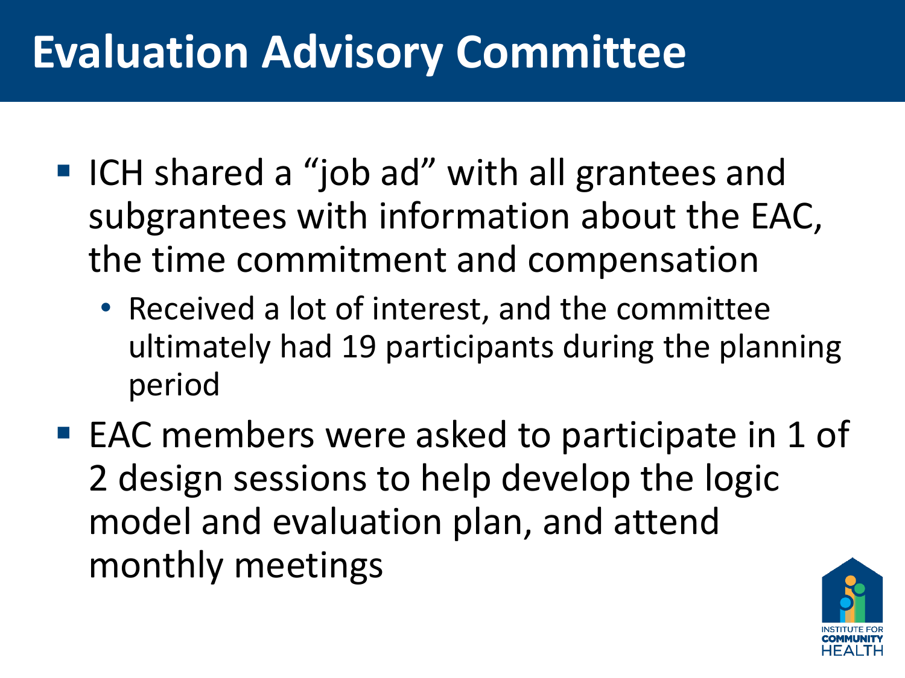# Evaluation Advisory Committee

- ICH shared a "job ad" with all grantees and subgrantees with information about the EAC, the time commitment and compensation
  - Received a lot of interest, and the committee ultimately had 19 participants during the planning period
- EAC members were asked to participate in 1 of 2 design sessions to help develop the logic model and evaluation plan, and attend monthly meetings

INSTITUTE FOR COMMUNITY HEALTH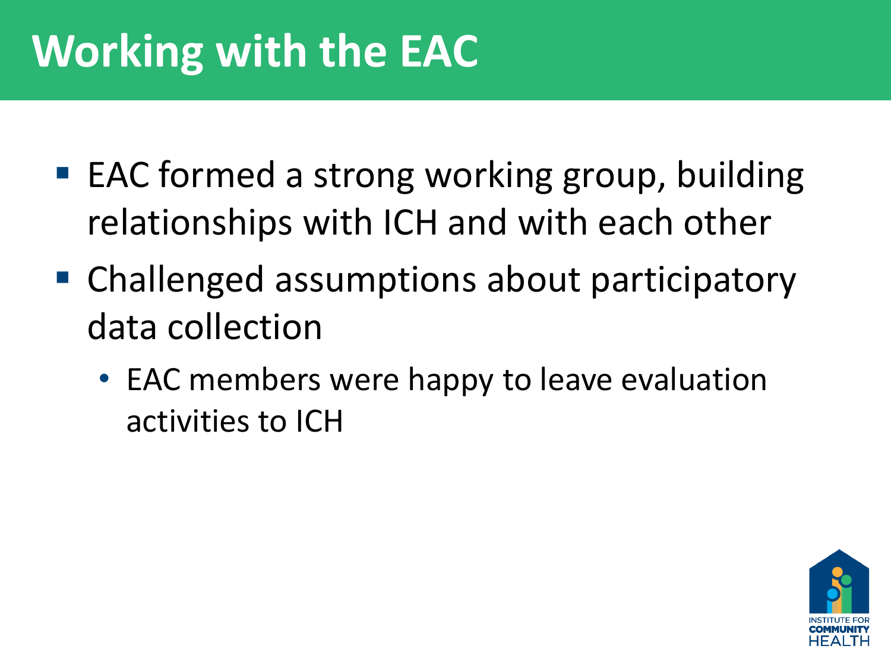# Working with the EAC

- EAC formed a strong working group, building relationships with ICH and with each other
- Challenged assumptions about participatory data collection
  - EAC members were happy to leave evaluation activities to ICH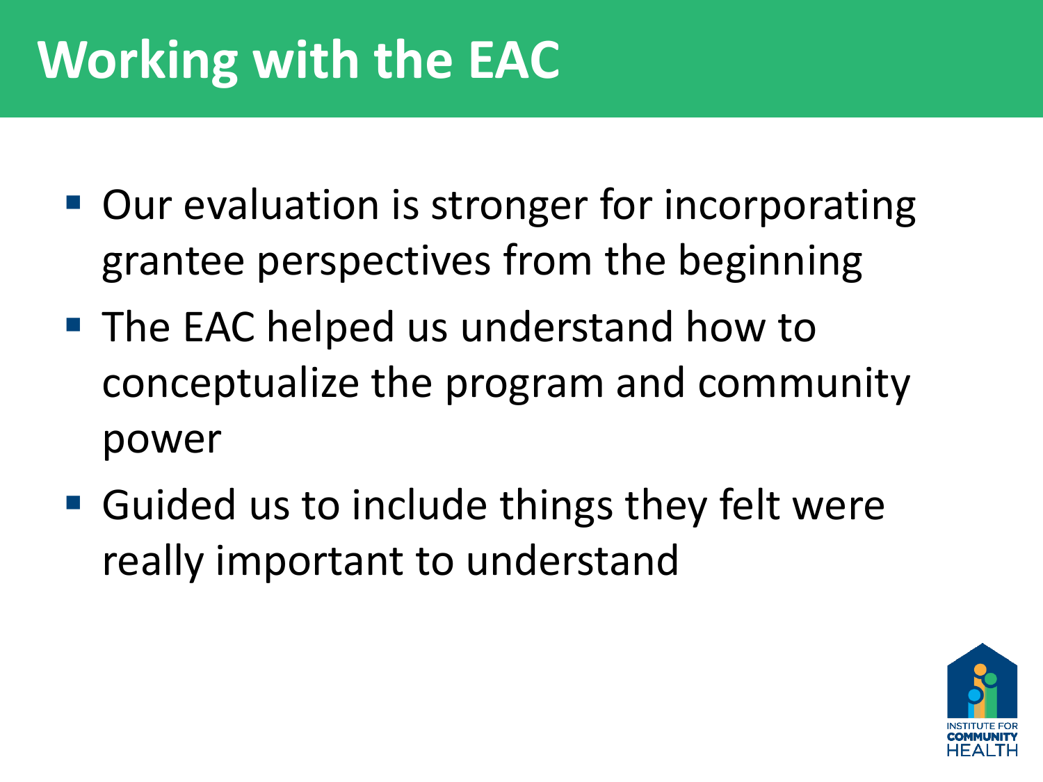# Working with the EAC

- Our evaluation is stronger for incorporating grantee perspectives from the beginning
- The EAC helped us understand how to conceptualize the program and community power
- Guided us to include things they felt were really important to understand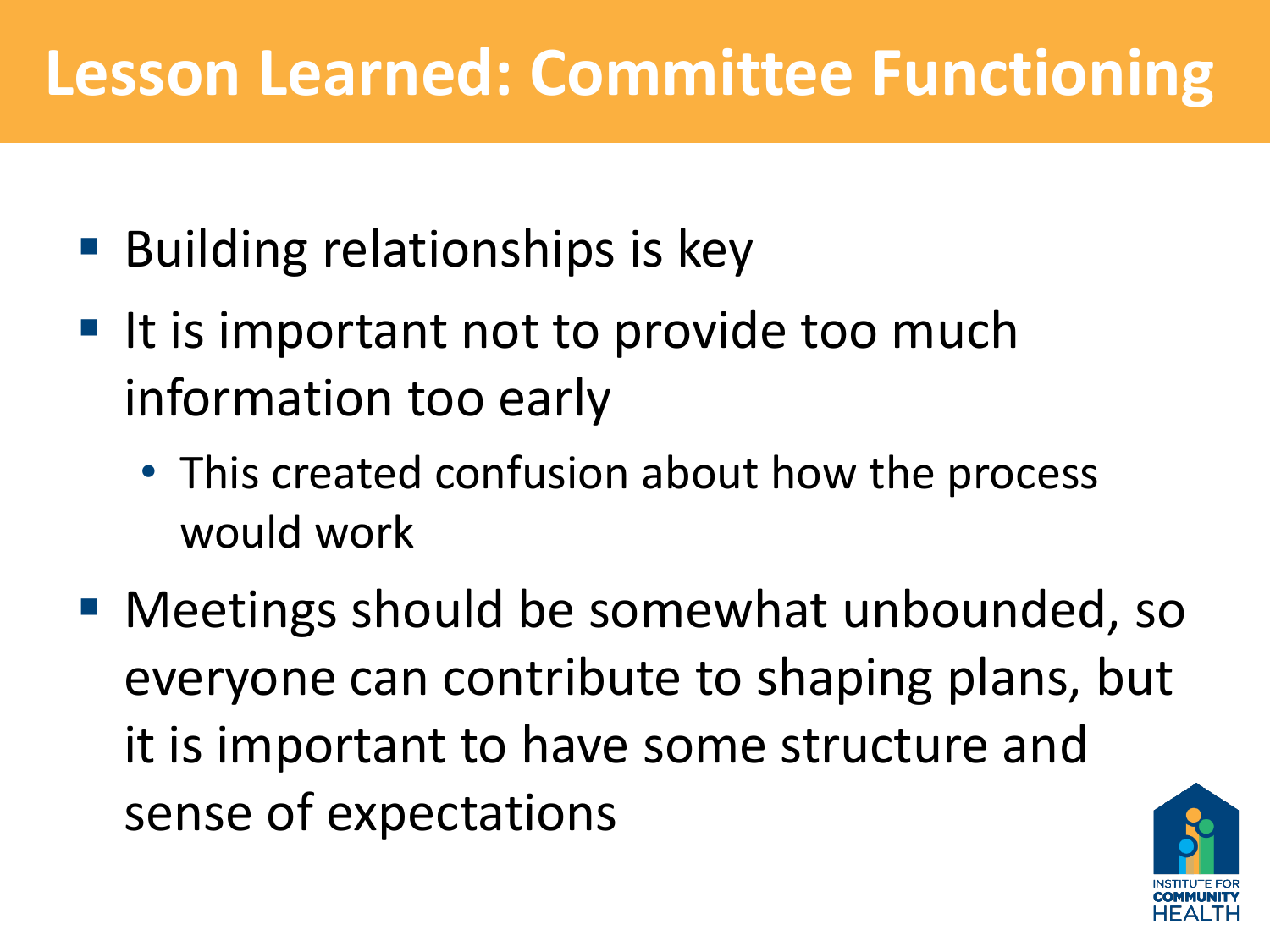# Lesson Learned: Committee Functioning

- Building relationships is key
- It is important not to provide too much information too early
  - This created confusion about how the process would work
- Meetings should be somewhat unbounded, so everyone can contribute to shaping plans, but it is important to have some structure and sense of expectations

INSTITUTE FOR COMMUNITY HEALTH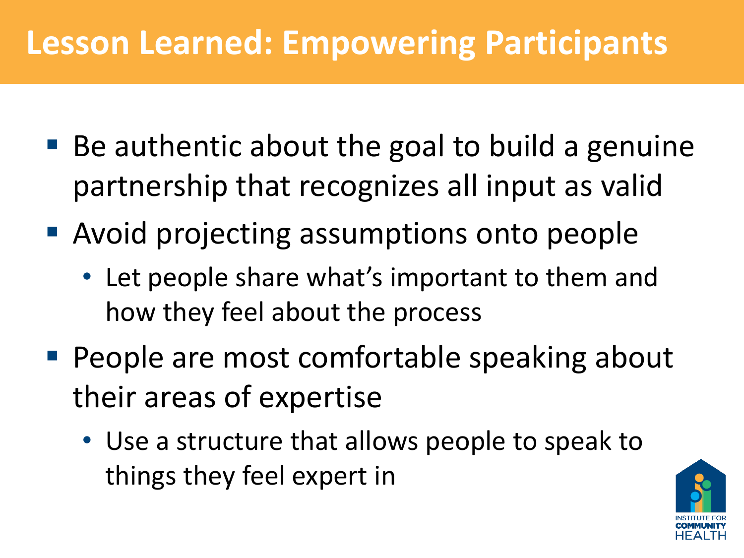# Lesson Learned: Empowering Participants

- Be authentic about the goal to build a genuine partnership that recognizes all input as valid
- Avoid projecting assumptions onto people
  - Let people share what's important to them and how they feel about the process
- People are most comfortable speaking about their areas of expertise
  - Use a structure that allows people to speak to things they feel expert in

INSTITUTE FOR COMMUNITY HEALTH